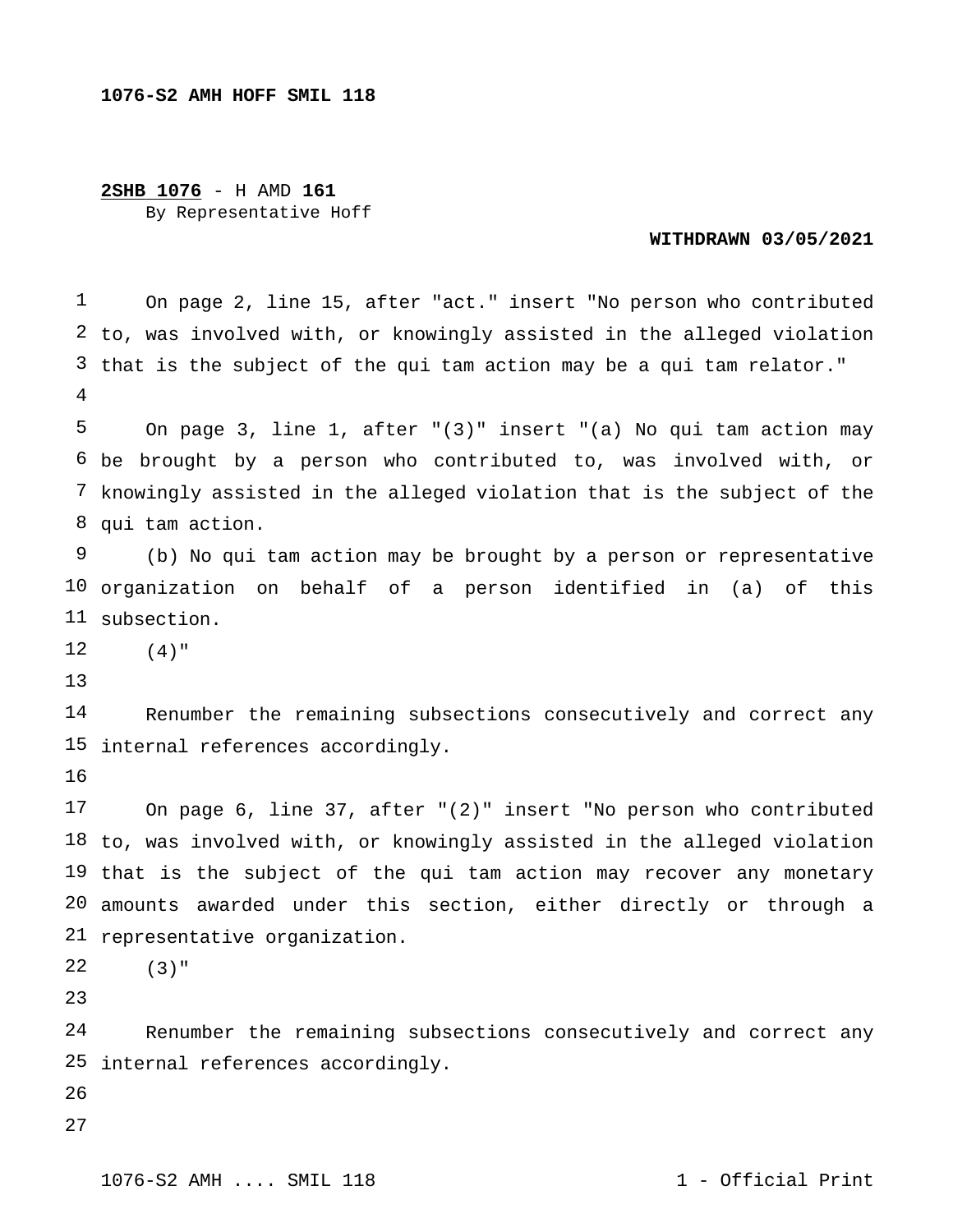**1076-S2 AMH HOFF SMIL 118**

**2SHB 1076** - H AMD **161**
By Representative Hoff

**WITHDRAWN 03/05/2021**

On page 2, line 15, after "act." insert "No person who contributed to, was involved with, or knowingly assisted in the alleged violation that is the subject of the qui tam action may be a qui tam relator."

On page 3, line 1, after "(3)" insert "(a) No qui tam action may be brought by a person who contributed to, was involved with, or knowingly assisted in the alleged violation that is the subject of the qui tam action.

(b) No qui tam action may be brought by a person or representative organization on behalf of a person identified in (a) of this subsection.

(4)"

Renumber the remaining subsections consecutively and correct any internal references accordingly.

On page 6, line 37, after "(2)" insert "No person who contributed to, was involved with, or knowingly assisted in the alleged violation that is the subject of the qui tam action may recover any monetary amounts awarded under this section, either directly or through a representative organization.

(3)"

Renumber the remaining subsections consecutively and correct any internal references accordingly.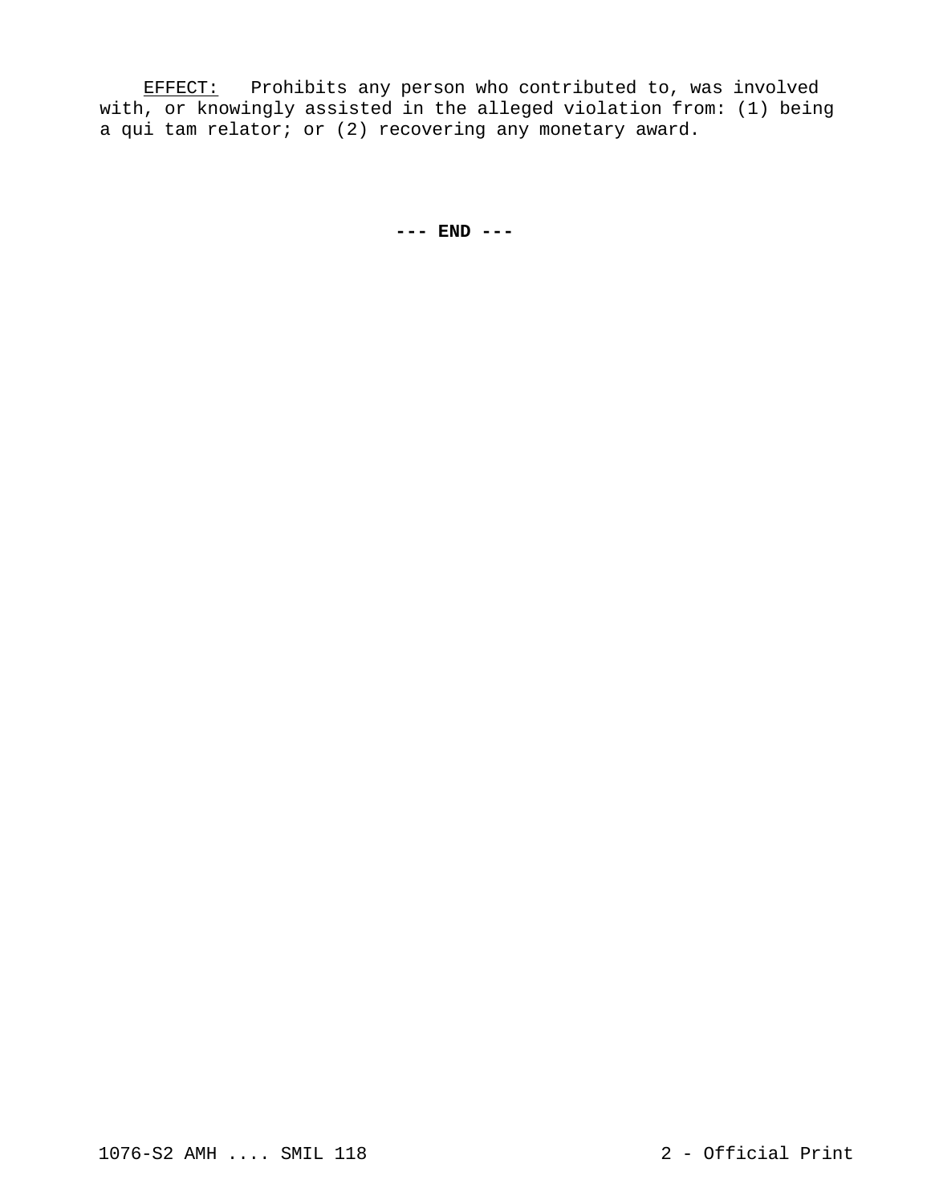EFFECT: Prohibits any person who contributed to, was involved with, or knowingly assisted in the alleged violation from: (1) being a qui tam relator; or (2) recovering any monetary award.

**--- END ---**